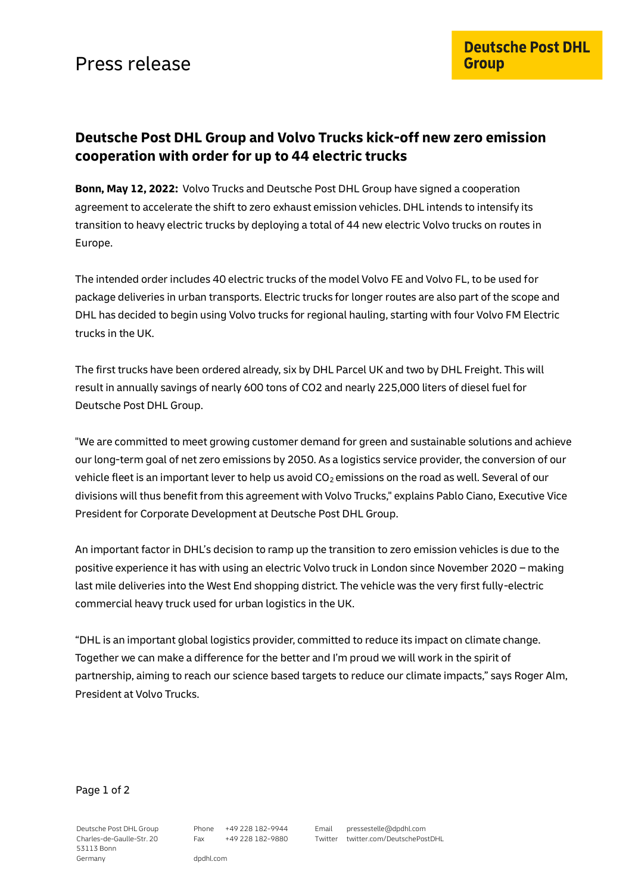# Press release

**Deutsche Post DHL Group**

## Deutsche Post DHL Group and Volvo Trucks kick-off new zero emission cooperation with order for up to 44 electric trucks

**Bonn, May 12, 2022:** Volvo Trucks and Deutsche Post DHL Group have signed a cooperation agreement to accelerate the shift to zero exhaust emission vehicles. DHL intends to intensify its transition to heavy electric trucks by deploying a total of 44 new electric Volvo trucks on routes in Europe.

The intended order includes 40 electric trucks of the model Volvo FE and Volvo FL, to be used for package deliveries in urban transports. Electric trucks for longer routes are also part of the scope and DHL has decided to begin using Volvo trucks for regional hauling, starting with four Volvo FM Electric trucks in the UK.

The first trucks have been ordered already, six by DHL Parcel UK and two by DHL Freight. This will result in annually savings of nearly 600 tons of CO2 and nearly 225,000 liters of diesel fuel for Deutsche Post DHL Group.

"We are committed to meet growing customer demand for green and sustainable solutions and achieve our long-term goal of net zero emissions by 2050. As a logistics service provider, the conversion of our vehicle fleet is an important lever to help us avoid $CO_2$ emissions on the road as well. Several of our divisions will thus benefit from this agreement with Volvo Trucks," explains Pablo Ciano, Executive Vice President for Corporate Development at Deutsche Post DHL Group.

An important factor in DHL's decision to ramp up the transition to zero emission vehicles is due to the positive experience it has with using an electric Volvo truck in London since November 2020 – making last mile deliveries into the West End shopping district. The vehicle was the very first fully-electric commercial heavy truck used for urban logistics in the UK.

"DHL is an important global logistics provider, committed to reduce its impact on climate change. Together we can make a difference for the better and I'm proud we will work in the spirit of partnership, aiming to reach our science based targets to reduce our climate impacts," says Roger Alm, President at Volvo Trucks.

Deutsche Post DHL Group
Charles-de-Gaulle-Str. 20
53113 Bonn
Germany

Phone +49 228 182-9944
Fax +49 228 182-9880

dpdhl.com

Email pressestelle@dpdhl.com
Twitter twitter.com/DeutschePostDHL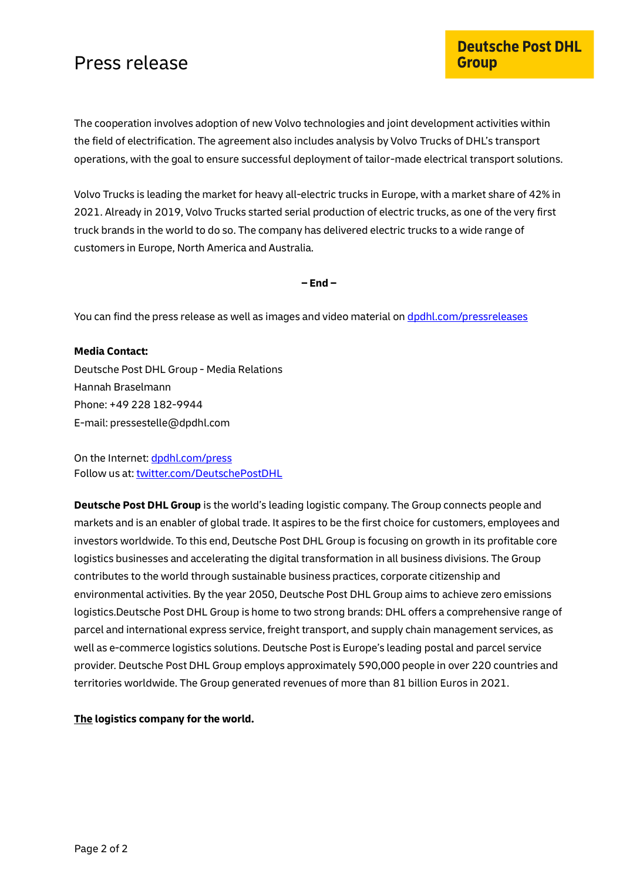The cooperation involves adoption of new Volvo technologies and joint development activities within the field of electrification. The agreement also includes analysis by Volvo Trucks of DHL's transport operations, with the goal to ensure successful deployment of tailor-made electrical transport solutions.

Volvo Trucks is leading the market for heavy all-electric trucks in Europe, with a market share of 42% in 2021. Already in 2019, Volvo Trucks started serial production of electric trucks, as one of the very first truck brands in the world to do so. The company has delivered electric trucks to a wide range of customers in Europe, North America and Australia.

**– End –**

You can find the press release as well as images and video material on [dpdhl.com/pressreleases](dpdhl.com/pressreleases)

**Media Contact:**
Deutsche Post DHL Group - Media Relations
Hannah Braselmann
Phone: +49 228 182-9944
E-mail: pressestelle@dpdhl.com

On the Internet: [dpdhl.com/press](dpdhl.com/press)
Follow us at: [twitter.com/DeutschePostDHL](twitter.com/DeutschePostDHL)

**Deutsche Post DHL Group** is the world's leading logistic company. The Group connects people and markets and is an enabler of global trade. It aspires to be the first choice for customers, employees and investors worldwide. To this end, Deutsche Post DHL Group is focusing on growth in its profitable core logistics businesses and accelerating the digital transformation in all business divisions. The Group contributes to the world through sustainable business practices, corporate citizenship and environmental activities. By the year 2050, Deutsche Post DHL Group aims to achieve zero emissions logistics.Deutsche Post DHL Group is home to two strong brands: DHL offers a comprehensive range of parcel and international express service, freight transport, and supply chain management services, as well as e-commerce logistics solutions. Deutsche Post is Europe's leading postal and parcel service provider. Deutsche Post DHL Group employs approximately 590,000 people in over 220 countries and territories worldwide. The Group generated revenues of more than 81 billion Euros in 2021.

**The logistics company for the world.**